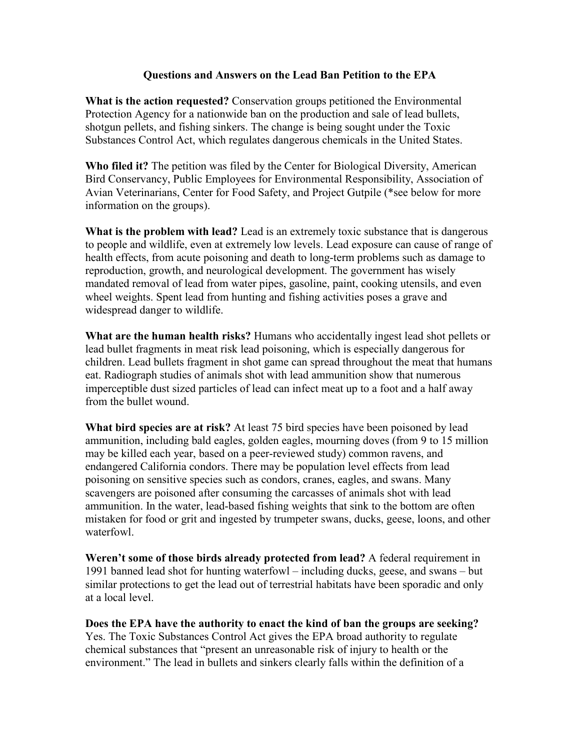# Questions and Answers on the Lead Ban Petition to the EPA

**What is the action requested?** Conservation groups petitioned the Environmental Protection Agency for a nationwide ban on the production and sale of lead bullets, shotgun pellets, and fishing sinkers. The change is being sought under the Toxic Substances Control Act, which regulates dangerous chemicals in the United States.

**Who filed it?** The petition was filed by the Center for Biological Diversity, American Bird Conservancy, Public Employees for Environmental Responsibility, Association of Avian Veterinarians, Center for Food Safety, and Project Gutpile (*see below for more information on the groups).

**What is the problem with lead?** Lead is an extremely toxic substance that is dangerous to people and wildlife, even at extremely low levels. Lead exposure can cause of range of health effects, from acute poisoning and death to long-term problems such as damage to reproduction, growth, and neurological development. The government has wisely mandated removal of lead from water pipes, gasoline, paint, cooking utensils, and even wheel weights. Spent lead from hunting and fishing activities poses a grave and widespread danger to wildlife.

**What are the human health risks?** Humans who accidentally ingest lead shot pellets or lead bullet fragments in meat risk lead poisoning, which is especially dangerous for children. Lead bullets fragment in shot game can spread throughout the meat that humans eat. Radiograph studies of animals shot with lead ammunition show that numerous imperceptible dust sized particles of lead can infect meat up to a foot and a half away from the bullet wound.

**What bird species are at risk?** At least 75 bird species have been poisoned by lead ammunition, including bald eagles, golden eagles, mourning doves (from 9 to 15 million may be killed each year, based on a peer-reviewed study) common ravens, and endangered California condors. There may be population level effects from lead poisoning on sensitive species such as condors, cranes, eagles, and swans. Many scavengers are poisoned after consuming the carcasses of animals shot with lead ammunition. In the water, lead-based fishing weights that sink to the bottom are often mistaken for food or grit and ingested by trumpeter swans, ducks, geese, loons, and other waterfowl.

**Weren't some of those birds already protected from lead?** A federal requirement in 1991 banned lead shot for hunting waterfowl – including ducks, geese, and swans – but similar protections to get the lead out of terrestrial habitats have been sporadic and only at a local level.

**Does the EPA have the authority to enact the kind of ban the groups are seeking?** Yes. The Toxic Substances Control Act gives the EPA broad authority to regulate chemical substances that "present an unreasonable risk of injury to health or the environment." The lead in bullets and sinkers clearly falls within the definition of a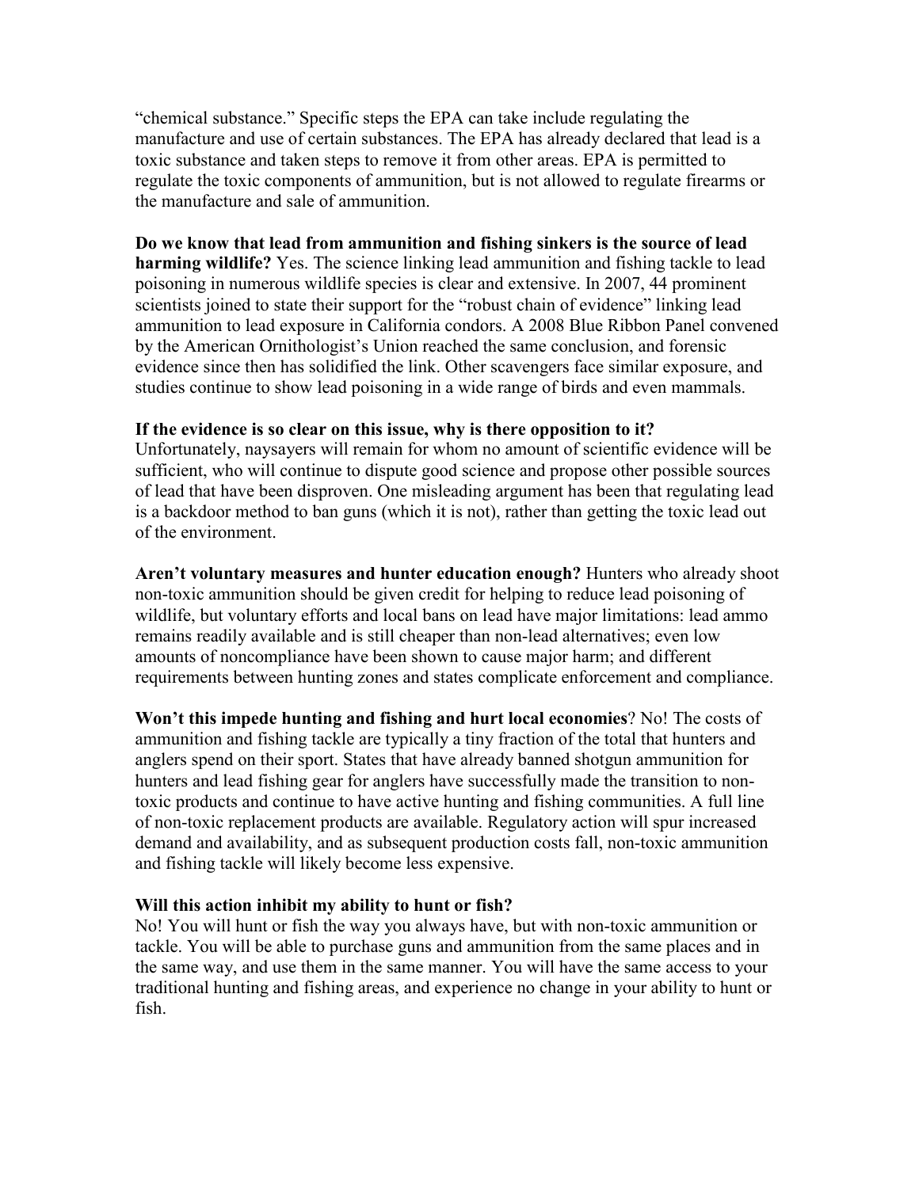"chemical substance." Specific steps the EPA can take include regulating the manufacture and use of certain substances. The EPA has already declared that lead is a toxic substance and taken steps to remove it from other areas. EPA is permitted to regulate the toxic components of ammunition, but is not allowed to regulate firearms or the manufacture and sale of ammunition.

**Do we know that lead from ammunition and fishing sinkers is the source of lead harming wildlife?** Yes. The science linking lead ammunition and fishing tackle to lead poisoning in numerous wildlife species is clear and extensive. In 2007, 44 prominent scientists joined to state their support for the "robust chain of evidence" linking lead ammunition to lead exposure in California condors. A 2008 Blue Ribbon Panel convened by the American Ornithologist's Union reached the same conclusion, and forensic evidence since then has solidified the link. Other scavengers face similar exposure, and studies continue to show lead poisoning in a wide range of birds and even mammals.

**If the evidence is so clear on this issue, why is there opposition to it?**
Unfortunately, naysayers will remain for whom no amount of scientific evidence will be sufficient, who will continue to dispute good science and propose other possible sources of lead that have been disproven. One misleading argument has been that regulating lead is a backdoor method to ban guns (which it is not), rather than getting the toxic lead out of the environment.

**Aren't voluntary measures and hunter education enough?** Hunters who already shoot non-toxic ammunition should be given credit for helping to reduce lead poisoning of wildlife, but voluntary efforts and local bans on lead have major limitations: lead ammo remains readily available and is still cheaper than non-lead alternatives; even low amounts of noncompliance have been shown to cause major harm; and different requirements between hunting zones and states complicate enforcement and compliance.

**Won't this impede hunting and fishing and hurt local economies**? No! The costs of ammunition and fishing tackle are typically a tiny fraction of the total that hunters and anglers spend on their sport. States that have already banned shotgun ammunition for hunters and lead fishing gear for anglers have successfully made the transition to non-toxic products and continue to have active hunting and fishing communities. A full line of non-toxic replacement products are available. Regulatory action will spur increased demand and availability, and as subsequent production costs fall, non-toxic ammunition and fishing tackle will likely become less expensive.

**Will this action inhibit my ability to hunt or fish?**
No! You will hunt or fish the way you always have, but with non-toxic ammunition or tackle. You will be able to purchase guns and ammunition from the same places and in the same way, and use them in the same manner. You will have the same access to your traditional hunting and fishing areas, and experience no change in your ability to hunt or fish.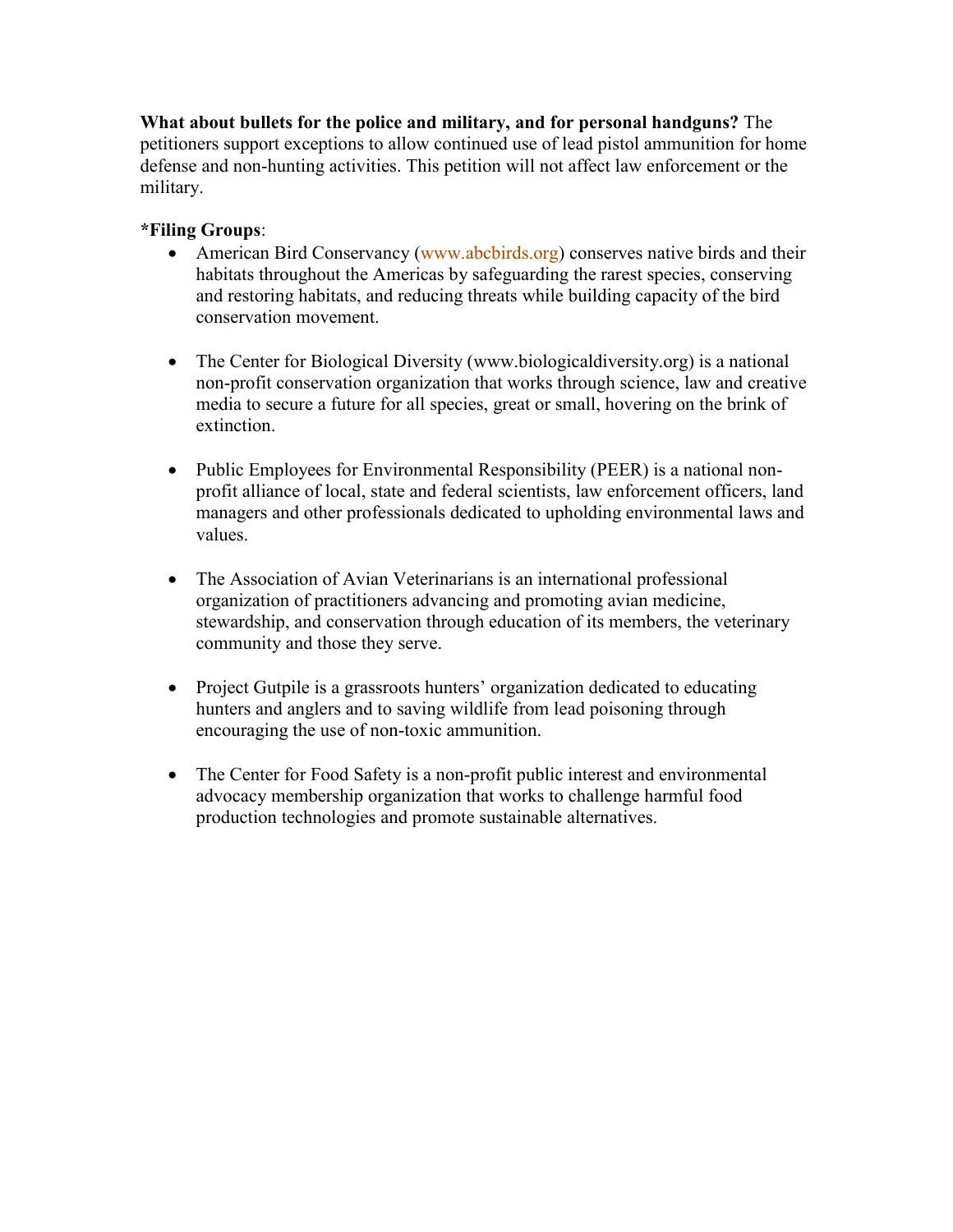**What about bullets for the police and military, and for personal handguns?** The petitioners support exceptions to allow continued use of lead pistol ammunition for home defense and non-hunting activities. This petition will not affect law enforcement or the military.

***Filing Groups**:

- American Bird Conservancy (www.abcbirds.org) conserves native birds and their habitats throughout the Americas by safeguarding the rarest species, conserving and restoring habitats, and reducing threats while building capacity of the bird conservation movement.

- The Center for Biological Diversity (www.biologicaldiversity.org) is a national non-profit conservation organization that works through science, law and creative media to secure a future for all species, great or small, hovering on the brink of extinction.

- Public Employees for Environmental Responsibility (PEER) is a national non-profit alliance of local, state and federal scientists, law enforcement officers, land managers and other professionals dedicated to upholding environmental laws and values.

- The Association of Avian Veterinarians is an international professional organization of practitioners advancing and promoting avian medicine, stewardship, and conservation through education of its members, the veterinary community and those they serve.

- Project Gutpile is a grassroots hunters' organization dedicated to educating hunters and anglers and to saving wildlife from lead poisoning through encouraging the use of non-toxic ammunition.

- The Center for Food Safety is a non-profit public interest and environmental advocacy membership organization that works to challenge harmful food production technologies and promote sustainable alternatives.